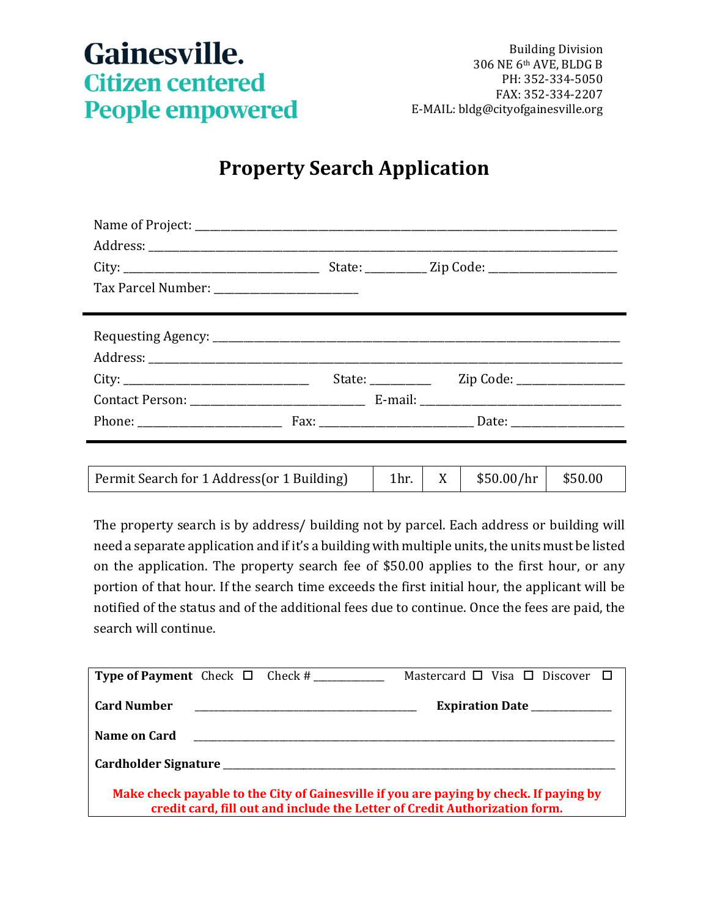Gainesville.
Citizen centered
People empowered

Building Division
306 NE 6th AVE, BLDG B
PH: 352-334-5050
FAX: 352-334-2207
E-MAIL: bldg@cityofgainesville.org

# Property Search Application

Name of Project: ___________________________________________

Address: ___________________________________________

City: ____________________ State: __________ Zip Code: ____________

Tax Parcel Number: ______________________

---

Requesting Agency: ___________________________________________

Address: ___________________________________________

City: ____________________ State: __________ Zip Code: ____________

Contact Person: ____________________ E-mail: ____________________

Phone: ______________ Fax: ______________ Date: ______________

---

| Permit Search for 1 Address(or 1 Building) | 1hr. | X | $50.00/hr | $50.00 |
|---|---|---|---|---|

The property search is by address/ building not by parcel. Each address or building will need a separate application and if it's a building with multiple units, the units must be listed on the application. The property search fee of $50.00 applies to the first hour, or any portion of that hour. If the search time exceeds the first initial hour, the applicant will be notified of the status and of the additional fees due to continue. Once the fees are paid, the search will continue.

**Type of Payment** Check ☐ Check # __________ Mastercard ☐ Visa ☐ Discover ☐

**Card Number** ______________________ **Expiration Date** __________

**Name on Card** ______________________________________

**Cardholder Signature** ______________________________________

**Make check payable to the City of Gainesville if you are paying by check. If paying by credit card, fill out and include the Letter of Credit Authorization form.**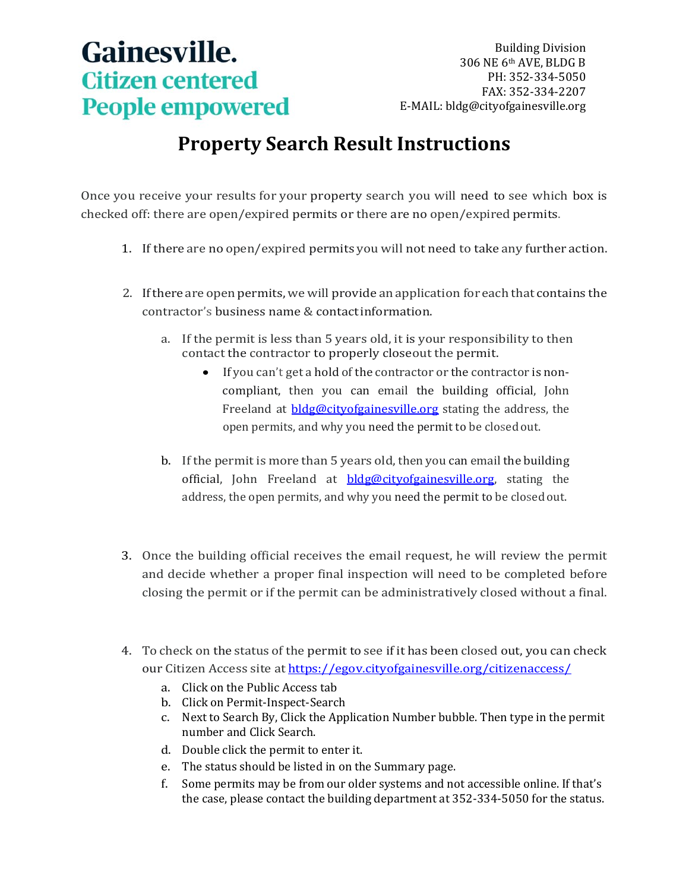# Gainesville.
## Citizen centered
## People empowered

Building Division
306 NE 6th AVE, BLDG B
PH: 352-334-5050
FAX: 352-334-2207
E-MAIL: bldg@cityofgainesville.org

# Property Search Result Instructions

Once you receive your results for your property search you will need to see which box is checked off: there are open/expired permits or there are no open/expired permits.

1. If there are no open/expired permits you will not need to take any further action.

2. If there are open permits, we will provide an application for each that contains the contractor's business name & contact information.

   a. If the permit is less than 5 years old, it is your responsibility to then contact the contractor to properly closeout the permit.
      - If you can't get a hold of the contractor or the contractor is non-compliant, then you can email the building official, John Freeland at bldg@cityofgainesville.org stating the address, the open permits, and why you need the permit to be closed out.

   b. If the permit is more than 5 years old, then you can email the building official, John Freeland at bldg@cityofgainesville.org, stating the address, the open permits, and why you need the permit to be closed out.

3. Once the building official receives the email request, he will review the permit and decide whether a proper final inspection will need to be completed before closing the permit or if the permit can be administratively closed without a final.

4. To check on the status of the permit to see if it has been closed out, you can check our Citizen Access site at https://egov.cityofgainesville.org/citizenaccess/
   a. Click on the Public Access tab
   b. Click on Permit-Inspect-Search
   c. Next to Search By, Click the Application Number bubble. Then type in the permit number and Click Search.
   d. Double click the permit to enter it.
   e. The status should be listed in on the Summary page.
   f. Some permits may be from our older systems and not accessible online. If that's the case, please contact the building department at 352-334-5050 for the status.